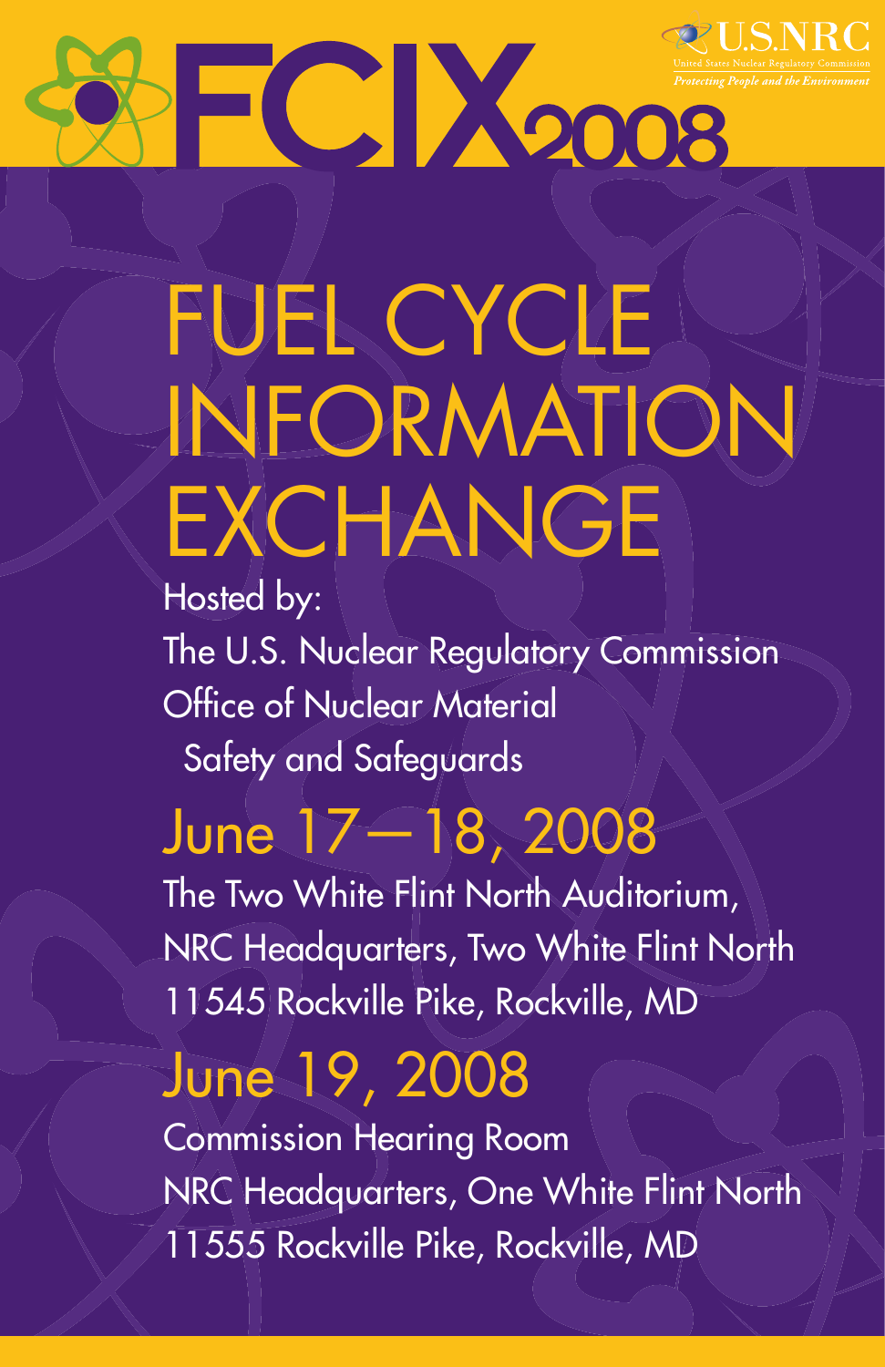U.S.NRC

United States Nuclear Regulatory Commission

*Protecting People and the Environment*

# FCIX 2008

# FUEL CYCLE INFORMATION EXCHANGE

Hosted by:
The U.S. Nuclear Regulatory Commission
Office of Nuclear Material
Safety and Safeguards

## June 17—18, 2008

The Two White Flint North Auditorium,
NRC Headquarters, Two White Flint North
11545 Rockville Pike, Rockville, MD

## June 19, 2008

Commission Hearing Room
NRC Headquarters, One White Flint North
11555 Rockville Pike, Rockville, MD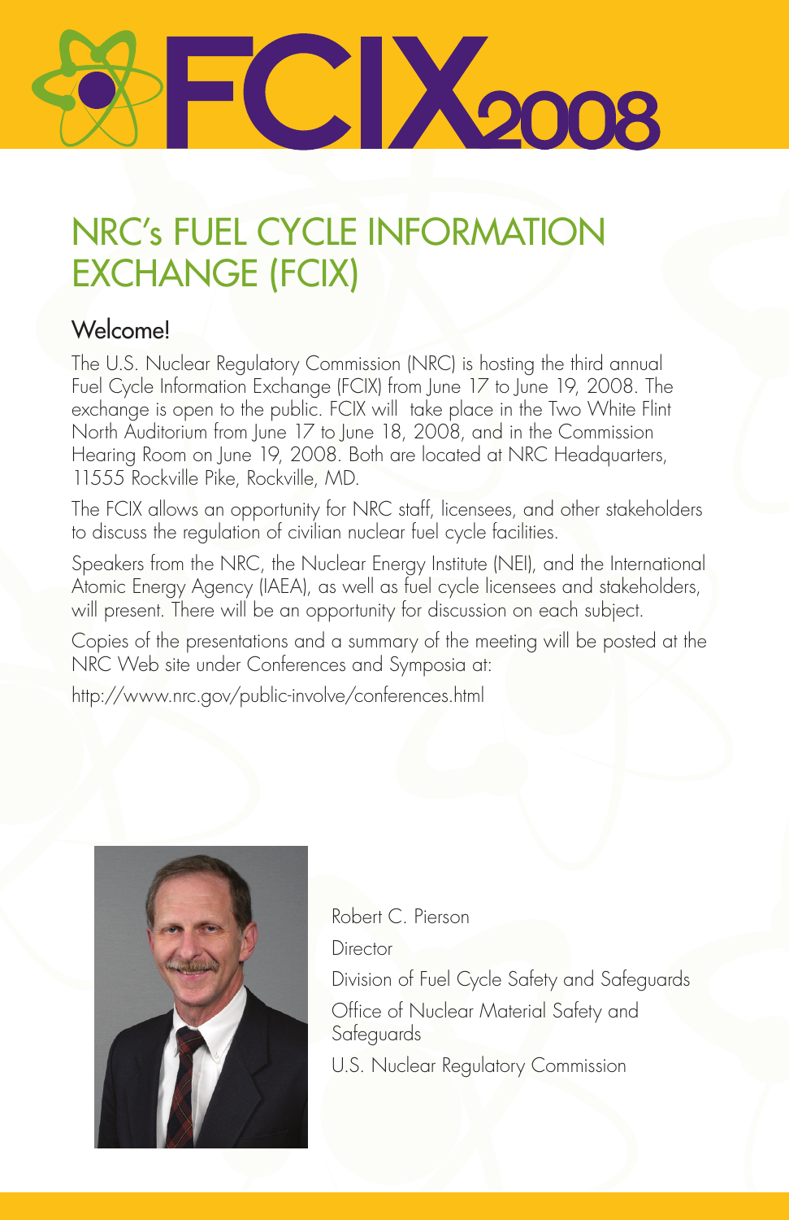# FCIX 2008

## NRC's FUEL CYCLE INFORMATION EXCHANGE (FCIX)

### Welcome!

The U.S. Nuclear Regulatory Commission (NRC) is hosting the third annual Fuel Cycle Information Exchange (FCIX) from June 17 to June 19, 2008. The exchange is open to the public. FCIX will take place in the Two White Flint North Auditorium from June 17 to June 18, 2008, and in the Commission Hearing Room on June 19, 2008. Both are located at NRC Headquarters, 11555 Rockville Pike, Rockville, MD.

The FCIX allows an opportunity for NRC staff, licensees, and other stakeholders to discuss the regulation of civilian nuclear fuel cycle facilities.

Speakers from the NRC, the Nuclear Energy Institute (NEI), and the International Atomic Energy Agency (IAEA), as well as fuel cycle licensees and stakeholders, will present. There will be an opportunity for discussion on each subject.

Copies of the presentations and a summary of the meeting will be posted at the NRC Web site under Conferences and Symposia at:

http://www.nrc.gov/public-involve/conferences.html

Robert C. Pierson

Director

Division of Fuel Cycle Safety and Safeguards

Office of Nuclear Material Safety and Safeguards

U.S. Nuclear Regulatory Commission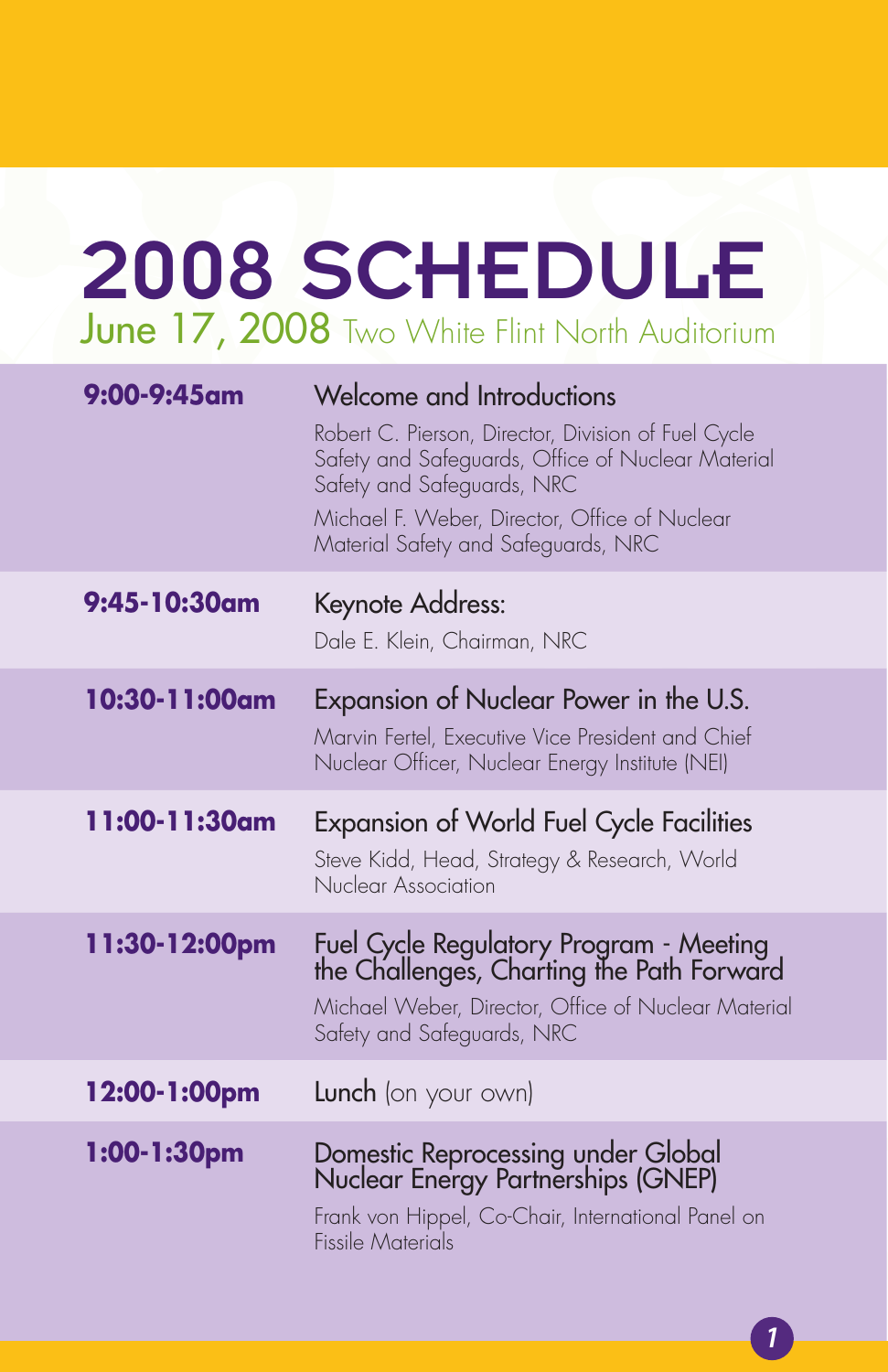# 2008 SCHEDULE

June 17, 2008 Two White Flint North Auditorium

| | |
|---|---|
| **9:00-9:45am** | Welcome and Introductions<br>Robert C. Pierson, Director, Division of Fuel Cycle Safety and Safeguards, Office of Nuclear Material Safety and Safeguards, NRC<br>Michael F. Weber, Director, Office of Nuclear Material Safety and Safeguards, NRC |
| **9:45-10:30am** | Keynote Address:<br>Dale E. Klein, Chairman, NRC |
| **10:30-11:00am** | Expansion of Nuclear Power in the U.S.<br>Marvin Fertel, Executive Vice President and Chief Nuclear Officer, Nuclear Energy Institute (NEI) |
| **11:00-11:30am** | Expansion of World Fuel Cycle Facilities<br>Steve Kidd, Head, Strategy & Research, World Nuclear Association |
| **11:30-12:00pm** | Fuel Cycle Regulatory Program - Meeting the Challenges, Charting the Path Forward<br>Michael Weber, Director, Office of Nuclear Material Safety and Safeguards, NRC |
| **12:00-1:00pm** | Lunch (on your own) |
| **1:00-1:30pm** | Domestic Reprocessing under Global Nuclear Energy Partnerships (GNEP)<br>Frank von Hippel, Co-Chair, International Panel on Fissile Materials |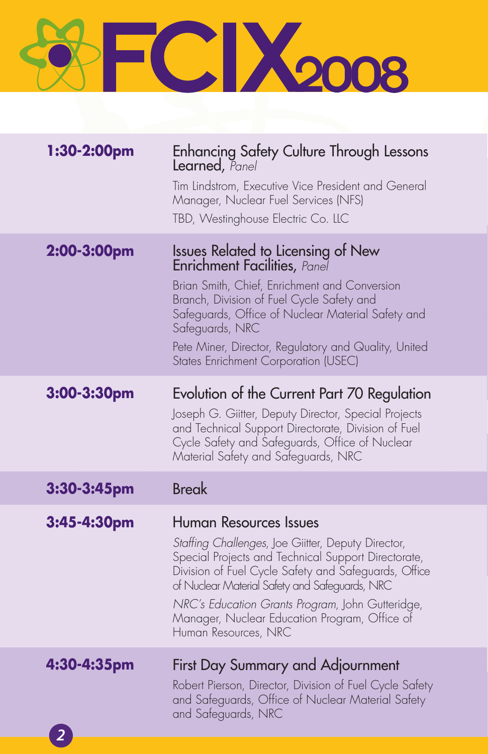# FCIX 2008

| Time | Session |
| --- | --- |
| **1:30-2:00pm** | Enhancing Safety Culture Through Lessons Learned, *Panel*<br>Tim Lindstrom, Executive Vice President and General Manager, Nuclear Fuel Services (NFS)<br>TBD, Westinghouse Electric Co. LLC |
| **2:00-3:00pm** | Issues Related to Licensing of New Enrichment Facilities, *Panel*<br>Brian Smith, Chief, Enrichment and Conversion Branch, Division of Fuel Cycle Safety and Safeguards, Office of Nuclear Material Safety and Safeguards, NRC<br>Pete Miner, Director, Regulatory and Quality, United States Enrichment Corporation (USEC) |
| **3:00-3:30pm** | Evolution of the Current Part 70 Regulation<br>Joseph G. Giitter, Deputy Director, Special Projects and Technical Support Directorate, Division of Fuel Cycle Safety and Safeguards, Office of Nuclear Material Safety and Safeguards, NRC |
| **3:30-3:45pm** | Break |
| **3:45-4:30pm** | Human Resources Issues<br>*Staffing Challenges*, Joe Giitter, Deputy Director, Special Projects and Technical Support Directorate, Division of Fuel Cycle Safety and Safeguards, Office of Nuclear Material Safety and Safeguards, NRC<br>*NRC's Education Grants Program*, John Gutteridge, Manager, Nuclear Education Program, Office of Human Resources, NRC |
| **4:30-4:35pm** | First Day Summary and Adjournment<br>Robert Pierson, Director, Division of Fuel Cycle Safety and Safeguards, Office of Nuclear Material Safety and Safeguards, NRC |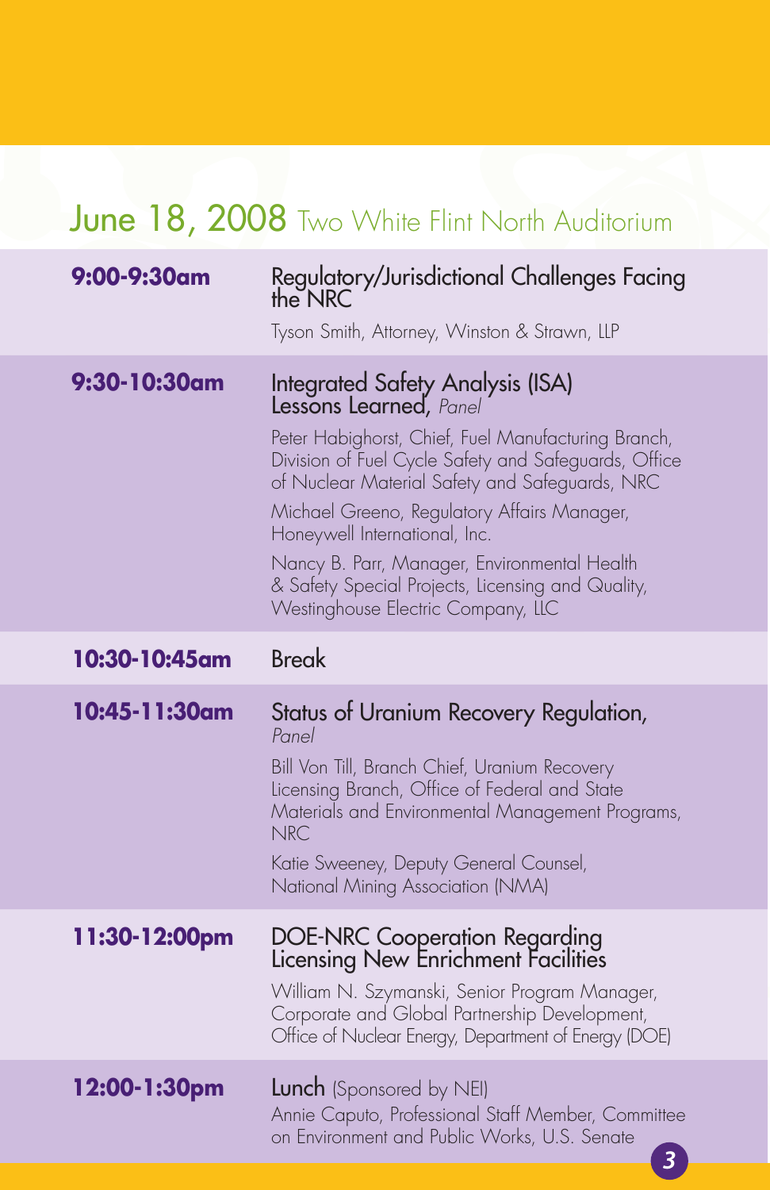## June 18, 2008 Two White Flint North Auditorium

**9:00-9:30am**

Regulatory/Jurisdictional Challenges Facing the NRC

Tyson Smith, Attorney, Winston & Strawn, LLP

**9:30-10:30am**

Integrated Safety Analysis (ISA) Lessons Learned, *Panel*

Peter Habighorst, Chief, Fuel Manufacturing Branch, Division of Fuel Cycle Safety and Safeguards, Office of Nuclear Material Safety and Safeguards, NRC

Michael Greeno, Regulatory Affairs Manager, Honeywell International, Inc.

Nancy B. Parr, Manager, Environmental Health & Safety Special Projects, Licensing and Quality, Westinghouse Electric Company, LLC

**10:30-10:45am**

Break

**10:45-11:30am**

Status of Uranium Recovery Regulation, *Panel*

Bill Von Till, Branch Chief, Uranium Recovery Licensing Branch, Office of Federal and State Materials and Environmental Management Programs, NRC

Katie Sweeney, Deputy General Counsel, National Mining Association (NMA)

**11:30-12:00pm**

DOE-NRC Cooperation Regarding Licensing New Enrichment Facilities

William N. Szymanski, Senior Program Manager, Corporate and Global Partnership Development, Office of Nuclear Energy, Department of Energy (DOE)

**12:00-1:30pm**

Lunch (Sponsored by NEI)
Annie Caputo, Professional Staff Member, Committee on Environment and Public Works, U.S. Senate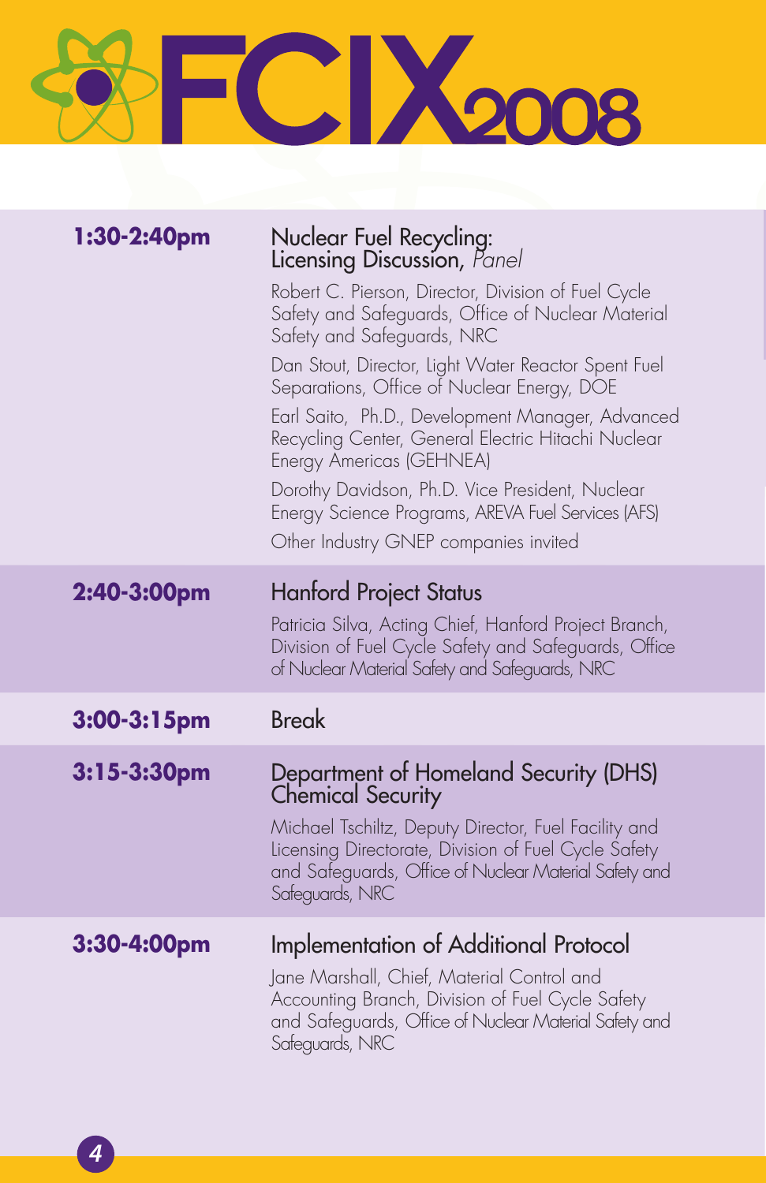# FCIX 2008

**1:30-2:40pm**

### Nuclear Fuel Recycling: Licensing Discussion, *Panel*

Robert C. Pierson, Director, Division of Fuel Cycle Safety and Safeguards, Office of Nuclear Material Safety and Safeguards, NRC

Dan Stout, Director, Light Water Reactor Spent Fuel Separations, Office of Nuclear Energy, DOE

Earl Saito, Ph.D., Development Manager, Advanced Recycling Center, General Electric Hitachi Nuclear Energy Americas (GEHNEA)

Dorothy Davidson, Ph.D. Vice President, Nuclear Energy Science Programs, AREVA Fuel Services (AFS)

Other Industry GNEP companies invited

**2:40-3:00pm**

### Hanford Project Status

Patricia Silva, Acting Chief, Hanford Project Branch, Division of Fuel Cycle Safety and Safeguards, Office of Nuclear Material Safety and Safeguards, NRC

**3:00-3:15pm**

### Break

**3:15-3:30pm**

### Department of Homeland Security (DHS) Chemical Security

Michael Tschiltz, Deputy Director, Fuel Facility and Licensing Directorate, Division of Fuel Cycle Safety and Safeguards, Office of Nuclear Material Safety and Safeguards, NRC

**3:30-4:00pm**

### Implementation of Additional Protocol

Jane Marshall, Chief, Material Control and Accounting Branch, Division of Fuel Cycle Safety and Safeguards, Office of Nuclear Material Safety and Safeguards, NRC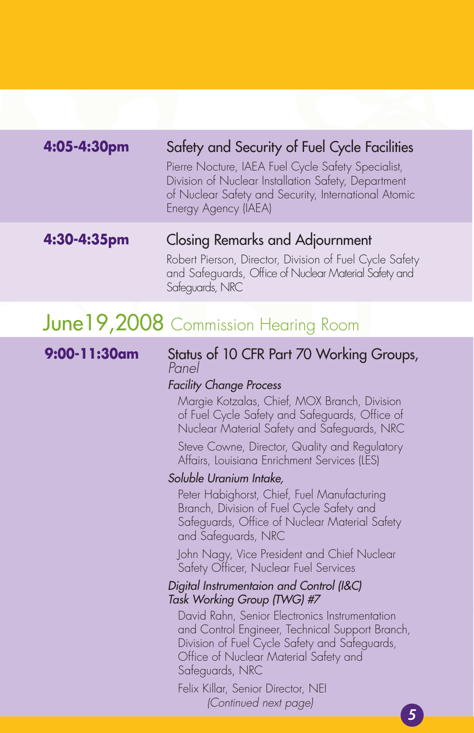**4:05-4:30pm**

### Safety and Security of Fuel Cycle Facilities

Pierre Nocture, IAEA Fuel Cycle Safety Specialist, Division of Nuclear Installation Safety, Department of Nuclear Safety and Security, International Atomic Energy Agency (IAEA)

**4:30-4:35pm**

### Closing Remarks and Adjournment

Robert Pierson, Director, Division of Fuel Cycle Safety and Safeguards, Office of Nuclear Material Safety and Safeguards, NRC

## June19,2008 Commission Hearing Room

**9:00-11:30am**

### Status of 10 CFR Part 70 Working Groups, *Panel*

*Facility Change Process*

Margie Kotzalas, Chief, MOX Branch, Division of Fuel Cycle Safety and Safeguards, Office of Nuclear Material Safety and Safeguards, NRC

Steve Cowne, Director, Quality and Regulatory Affairs, Louisiana Enrichment Services (LES)

*Soluble Uranium Intake,*

Peter Habighorst, Chief, Fuel Manufacturing Branch, Division of Fuel Cycle Safety and Safeguards, Office of Nuclear Material Safety and Safeguards, NRC

John Nagy, Vice President and Chief Nuclear Safety Officer, Nuclear Fuel Services

*Digital Instrumentaion and Control (I&C) Task Working Group (TWG) #7*

David Rahn, Senior Electronics Instrumentation and Control Engineer, Technical Support Branch, Division of Fuel Cycle Safety and Safeguards, Office of Nuclear Material Safety and Safeguards, NRC

Felix Killar, Senior Director, NEI

*(Continued next page)*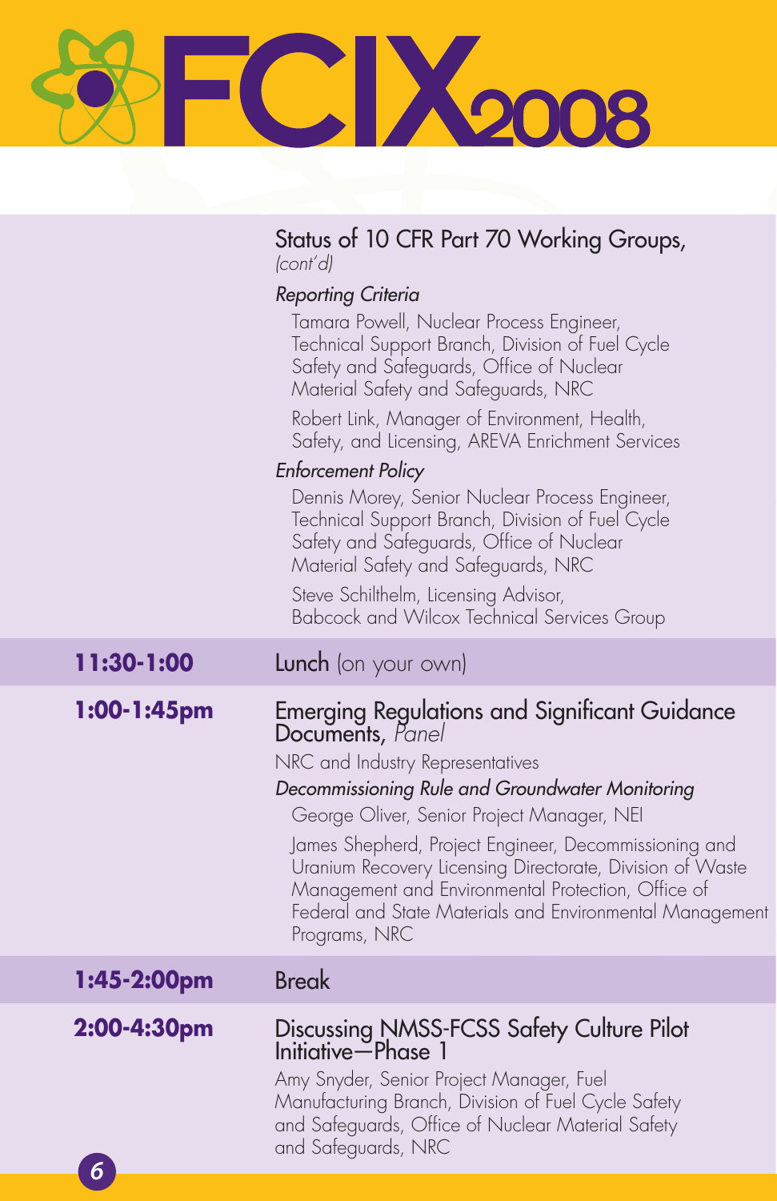Status of 10 CFR Part 70 Working Groups, *(cont'd)*

*Reporting Criteria*

Tamara Powell, Nuclear Process Engineer, Technical Support Branch, Division of Fuel Cycle Safety and Safeguards, Office of Nuclear Material Safety and Safeguards, NRC

Robert Link, Manager of Environment, Health, Safety, and Licensing, AREVA Enrichment Services

*Enforcement Policy*

Dennis Morey, Senior Nuclear Process Engineer, Technical Support Branch, Division of Fuel Cycle Safety and Safeguards, Office of Nuclear Material Safety and Safeguards, NRC

Steve Schilthelm, Licensing Advisor, Babcock and Wilcox Technical Services Group

**11:30-1:00** Lunch (on your own)

**1:00-1:45pm** Emerging Regulations and Significant Guidance Documents, *Panel*

NRC and Industry Representatives

*Decommissioning Rule and Groundwater Monitoring*

George Oliver, Senior Project Manager, NEI

James Shepherd, Project Engineer, Decommissioning and Uranium Recovery Licensing Directorate, Division of Waste Management and Environmental Protection, Office of Federal and State Materials and Environmental Management Programs, NRC

**1:45-2:00pm** Break

**2:00-4:30pm** Discussing NMSS-FCSS Safety Culture Pilot Initiative—Phase 1

Amy Snyder, Senior Project Manager, Fuel Manufacturing Branch, Division of Fuel Cycle Safety and Safeguards, Office of Nuclear Material Safety and Safeguards, NRC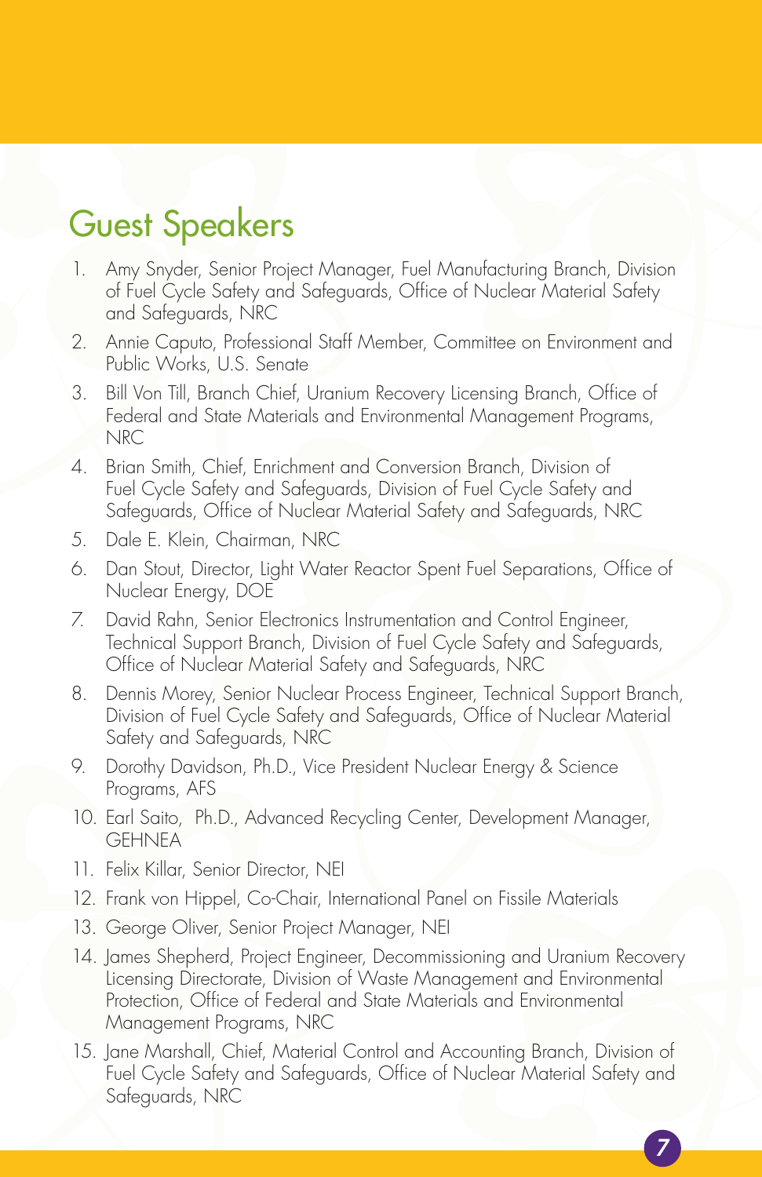# Guest Speakers

1. Amy Snyder, Senior Project Manager, Fuel Manufacturing Branch, Division of Fuel Cycle Safety and Safeguards, Office of Nuclear Material Safety and Safeguards, NRC
2. Annie Caputo, Professional Staff Member, Committee on Environment and Public Works, U.S. Senate
3. Bill Von Till, Branch Chief, Uranium Recovery Licensing Branch, Office of Federal and State Materials and Environmental Management Programs, NRC
4. Brian Smith, Chief, Enrichment and Conversion Branch, Division of Fuel Cycle Safety and Safeguards, Division of Fuel Cycle Safety and Safeguards, Office of Nuclear Material Safety and Safeguards, NRC
5. Dale E. Klein, Chairman, NRC
6. Dan Stout, Director, Light Water Reactor Spent Fuel Separations, Office of Nuclear Energy, DOE
7. David Rahn, Senior Electronics Instrumentation and Control Engineer, Technical Support Branch, Division of Fuel Cycle Safety and Safeguards, Office of Nuclear Material Safety and Safeguards, NRC
8. Dennis Morey, Senior Nuclear Process Engineer, Technical Support Branch, Division of Fuel Cycle Safety and Safeguards, Office of Nuclear Material Safety and Safeguards, NRC
9. Dorothy Davidson, Ph.D., Vice President Nuclear Energy & Science Programs, AFS
10. Earl Saito, Ph.D., Advanced Recycling Center, Development Manager, GEHNEA
11. Felix Killar, Senior Director, NEI
12. Frank von Hippel, Co-Chair, International Panel on Fissile Materials
13. George Oliver, Senior Project Manager, NEI
14. James Shepherd, Project Engineer, Decommissioning and Uranium Recovery Licensing Directorate, Division of Waste Management and Environmental Protection, Office of Federal and State Materials and Environmental Management Programs, NRC
15. Jane Marshall, Chief, Material Control and Accounting Branch, Division of Fuel Cycle Safety and Safeguards, Office of Nuclear Material Safety and Safeguards, NRC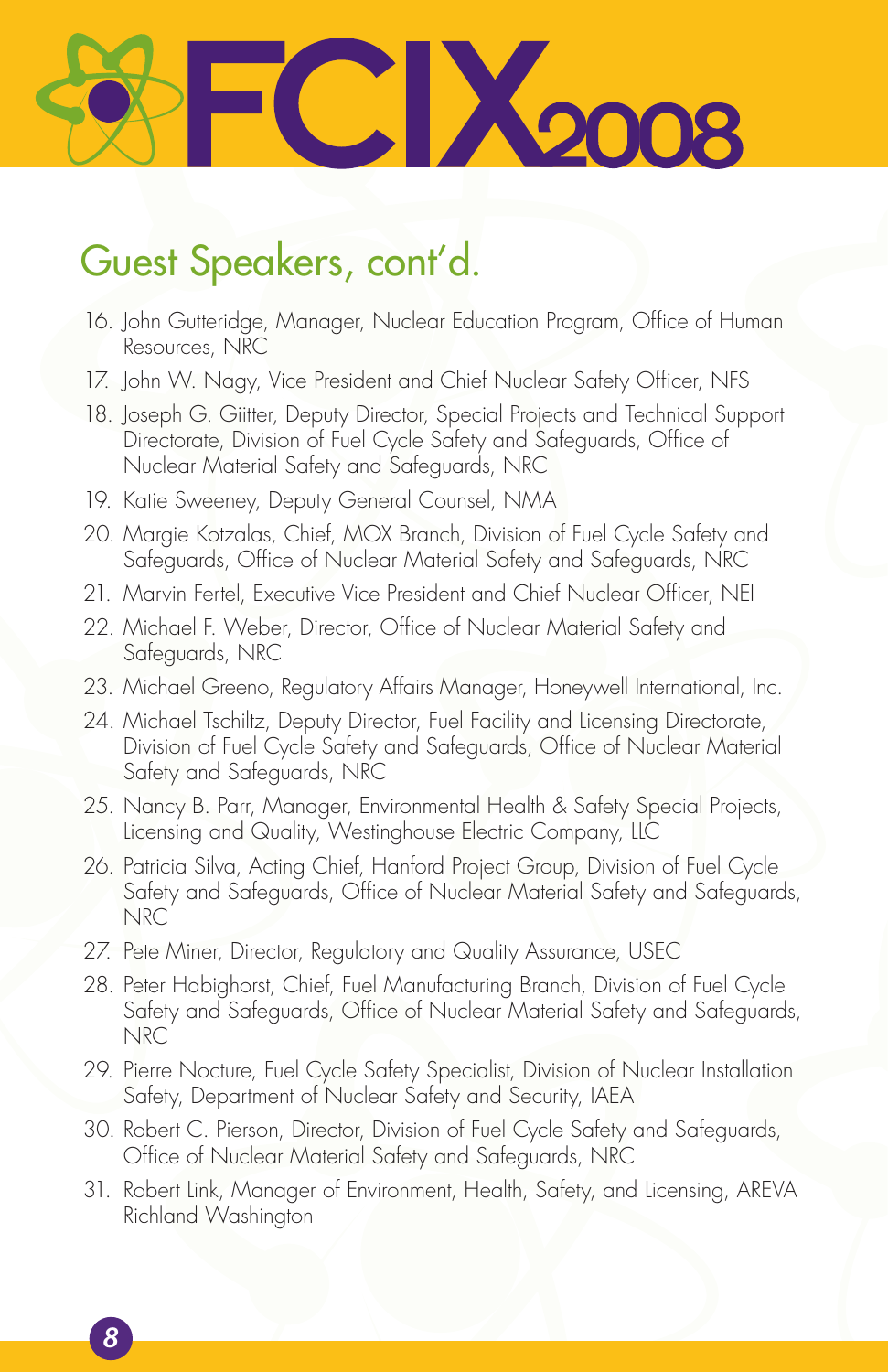## Guest Speakers, cont'd.

16. John Gutteridge, Manager, Nuclear Education Program, Office of Human Resources, NRC
17. John W. Nagy, Vice President and Chief Nuclear Safety Officer, NFS
18. Joseph G. Giitter, Deputy Director, Special Projects and Technical Support Directorate, Division of Fuel Cycle Safety and Safeguards, Office of Nuclear Material Safety and Safeguards, NRC
19. Katie Sweeney, Deputy General Counsel, NMA
20. Margie Kotzalas, Chief, MOX Branch, Division of Fuel Cycle Safety and Safeguards, Office of Nuclear Material Safety and Safeguards, NRC
21. Marvin Fertel, Executive Vice President and Chief Nuclear Officer, NEI
22. Michael F. Weber, Director, Office of Nuclear Material Safety and Safeguards, NRC
23. Michael Greeno, Regulatory Affairs Manager, Honeywell International, Inc.
24. Michael Tschiltz, Deputy Director, Fuel Facility and Licensing Directorate, Division of Fuel Cycle Safety and Safeguards, Office of Nuclear Material Safety and Safeguards, NRC
25. Nancy B. Parr, Manager, Environmental Health & Safety Special Projects, Licensing and Quality, Westinghouse Electric Company, LLC
26. Patricia Silva, Acting Chief, Hanford Project Group, Division of Fuel Cycle Safety and Safeguards, Office of Nuclear Material Safety and Safeguards, NRC
27. Pete Miner, Director, Regulatory and Quality Assurance, USEC
28. Peter Habighorst, Chief, Fuel Manufacturing Branch, Division of Fuel Cycle Safety and Safeguards, Office of Nuclear Material Safety and Safeguards, NRC
29. Pierre Nocture, Fuel Cycle Safety Specialist, Division of Nuclear Installation Safety, Department of Nuclear Safety and Security, IAEA
30. Robert C. Pierson, Director, Division of Fuel Cycle Safety and Safeguards, Office of Nuclear Material Safety and Safeguards, NRC
31. Robert Link, Manager of Environment, Health, Safety, and Licensing, AREVA Richland Washington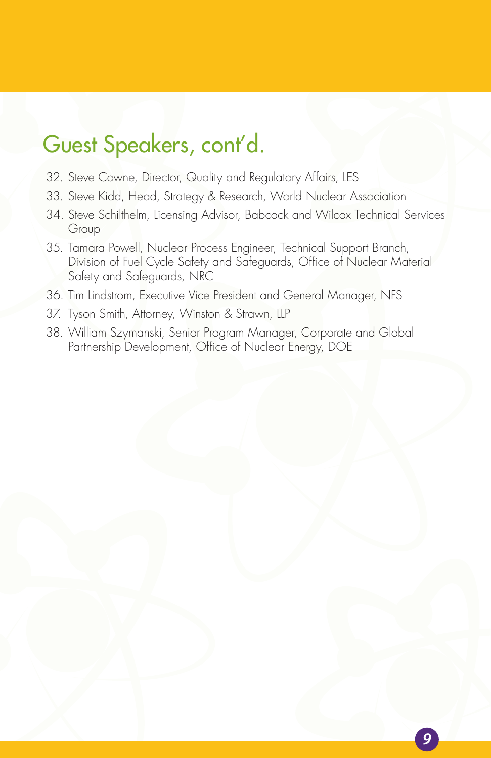# Guest Speakers, cont'd.

32. Steve Cowne, Director, Quality and Regulatory Affairs, LES
33. Steve Kidd, Head, Strategy & Research, World Nuclear Association
34. Steve Schilthelm, Licensing Advisor, Babcock and Wilcox Technical Services Group
35. Tamara Powell, Nuclear Process Engineer, Technical Support Branch, Division of Fuel Cycle Safety and Safeguards, Office of Nuclear Material Safety and Safeguards, NRC
36. Tim Lindstrom, Executive Vice President and General Manager, NFS
37. Tyson Smith, Attorney, Winston & Strawn, LLP
38. William Szymanski, Senior Program Manager, Corporate and Global Partnership Development, Office of Nuclear Energy, DOE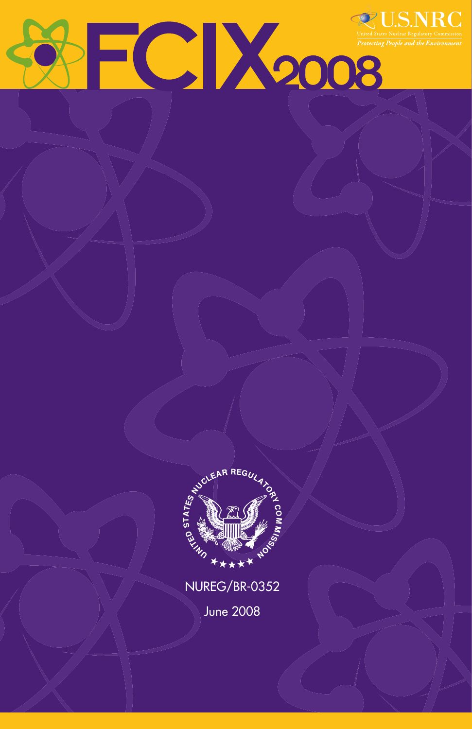# FCIX 2008

U.S.NRC

United States Nuclear Regulatory Commission

*Protecting People and the Environment*

UNITED STATES NUCLEAR REGULATORY COMMISSION

NUREG/BR-0352

June 2008